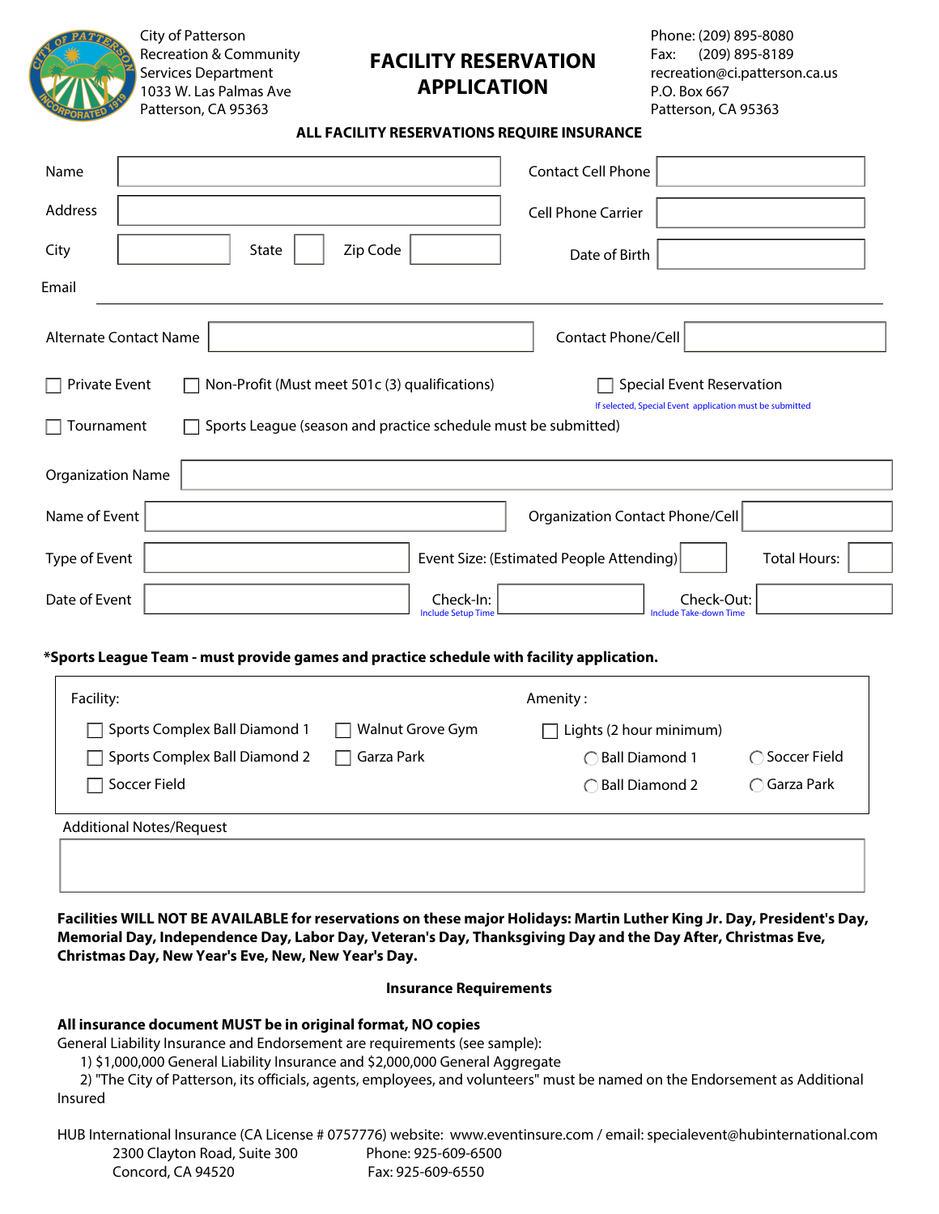City of Patterson
Recreation & Community Services Department
1033 W. Las Palmas Ave
Patterson, CA 95363

# FACILITY RESERVATION APPLICATION

Phone: (209) 895-8080
Fax: (209) 895-8189
recreation@ci.patterson.ca.us
P.O. Box 667
Patterson, CA 95363

**ALL FACILITY RESERVATIONS REQUIRE INSURANCE**

Name ____________________ Contact Cell Phone ____________________

Address ____________________ Cell Phone Carrier ____________________

City __________ State ____ Zip Code ________ Date of Birth ____________________

Email ____________________________________________

Alternate Contact Name ____________________ Contact Phone/Cell ____________________

☐ Private Event ☐ Non-Profit (Must meet 501c (3) qualifications) ☐ Special Event Reservation
If selected, Special Event application must be submitted

☐ Tournament ☐ Sports League (season and practice schedule must be submitted)

Organization Name ____________________________________________

Name of Event ____________________ Organization Contact Phone/Cell ____________________

Type of Event ____________________ Event Size: (Estimated People Attending) ______ Total Hours: ______

Date of Event ____________________ Check-In: ____________ (Include Setup Time) Check-Out: ____________ (Include Take-down Time)

**\*Sports League Team - must provide games and practice schedule with facility application.**

Facility:

- ☐ Sports Complex Ball Diamond 1
- ☐ Sports Complex Ball Diamond 2
- ☐ Soccer Field
- ☐ Walnut Grove Gym
- ☐ Garza Park

Amenity :

- ☐ Lights (2 hour minimum)
  - ◯ Ball Diamond 1
  - ◯ Ball Diamond 2
  - ◯ Soccer Field
  - ◯ Garza Park

Additional Notes/Request ____________________________________________

**Facilities WILL NOT BE AVAILABLE for reservations on these major Holidays: Martin Luther King Jr. Day, President's Day, Memorial Day, Independence Day, Labor Day, Veteran's Day, Thanksgiving Day and the Day After, Christmas Eve, Christmas Day, New Year's Eve, New, New Year's Day.**

## Insurance Requirements

**All insurance document MUST be in original format, NO copies**

General Liability Insurance and Endorsement are requirements (see sample):

1) $1,000,000 General Liability Insurance and $2,000,000 General Aggregate
2) "The City of Patterson, its officials, agents, employees, and volunteers" must be named on the Endorsement as Additional Insured

HUB International Insurance (CA License # 0757776) website: www.eventinsure.com / email: specialevent@hubinternational.com
2300 Clayton Road, Suite 300 Phone: 925-609-6500
Concord, CA 94520 Fax: 925-609-6550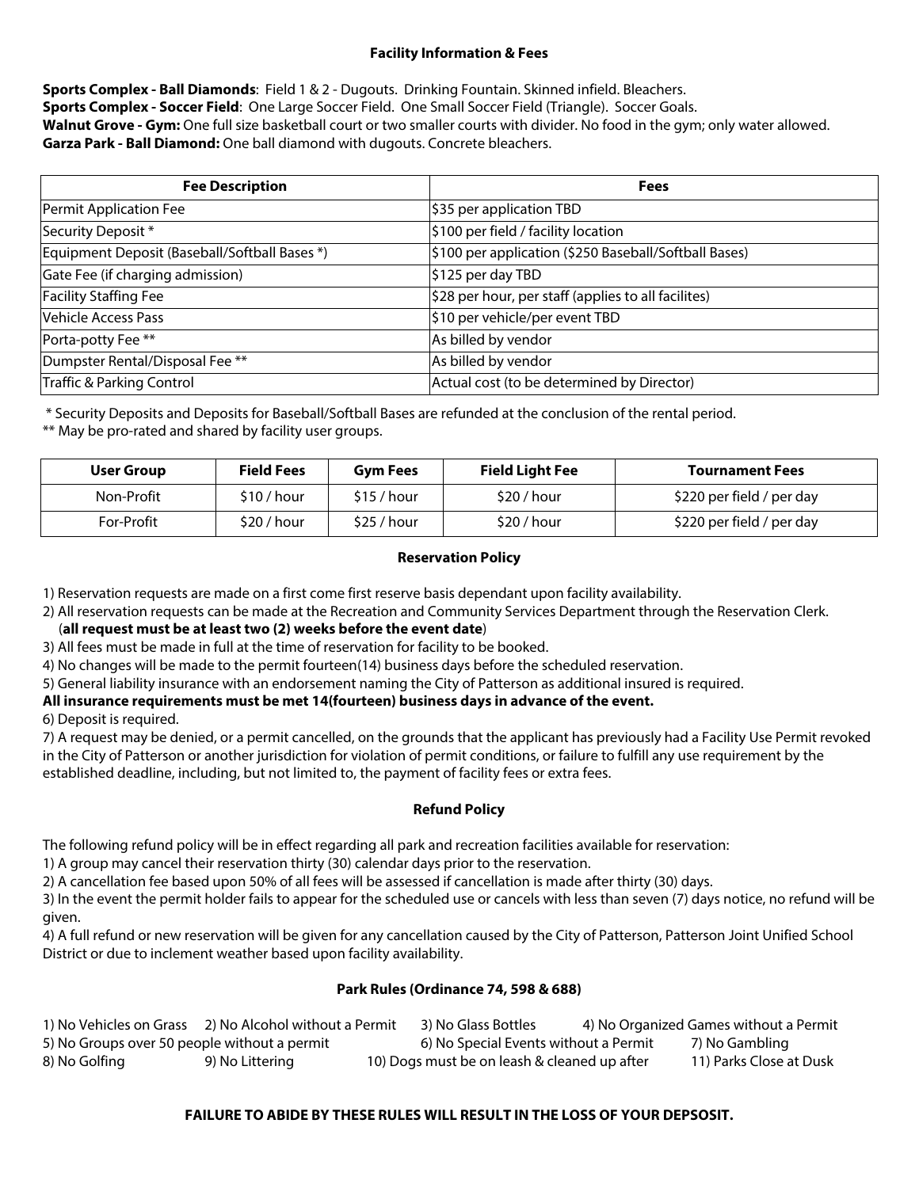### Facility Information & Fees

**Sports Complex - Ball Diamonds**: Field 1 & 2 - Dugouts. Drinking Fountain. Skinned infield. Bleachers.
**Sports Complex - Soccer Field**: One Large Soccer Field. One Small Soccer Field (Triangle). Soccer Goals.
**Walnut Grove - Gym:** One full size basketball court or two smaller courts with divider. No food in the gym; only water allowed.
**Garza Park - Ball Diamond:** One ball diamond with dugouts. Concrete bleachers.

| Fee Description | Fees |
|---|---|
| Permit Application Fee | $35 per application TBD |
| Security Deposit * | $100 per field / facility location |
| Equipment Deposit (Baseball/Softball Bases *) | $100 per application ($250 Baseball/Softball Bases) |
| Gate Fee (if charging admission) | $125 per day TBD |
| Facility Staffing Fee | $28 per hour, per staff (applies to all facilites) |
| Vehicle Access Pass | $10 per vehicle/per event TBD |
| Porta-potty Fee ** | As billed by vendor |
| Dumpster Rental/Disposal Fee ** | As billed by vendor |
| Traffic & Parking Control | Actual cost (to be determined by Director) |

\* Security Deposits and Deposits for Baseball/Softball Bases are refunded at the conclusion of the rental period.
** May be pro-rated and shared by facility user groups.

| User Group | Field Fees | Gym Fees | Field Light Fee | Tournament Fees |
|---|---|---|---|---|
| Non-Profit | $10 / hour | $15 / hour | $20 / hour | $220 per field / per day |
| For-Profit | $20 / hour | $25 / hour | $20 / hour | $220 per field / per day |

### Reservation Policy

1) Reservation requests are made on a first come first reserve basis dependant upon facility availability.
2) All reservation requests can be made at the Recreation and Community Services Department through the Reservation Clerk. (**all request must be at least two (2) weeks before the event date**)
3) All fees must be made in full at the time of reservation for facility to be booked.
4) No changes will be made to the permit fourteen(14) business days before the scheduled reservation.
5) General liability insurance with an endorsement naming the City of Patterson as additional insured is required.
**All insurance requirements must be met 14(fourteen) business days in advance of the event.**
6) Deposit is required.
7) A request may be denied, or a permit cancelled, on the grounds that the applicant has previously had a Facility Use Permit revoked in the City of Patterson or another jurisdiction for violation of permit conditions, or failure to fulfill any use requirement by the established deadline, including, but not limited to, the payment of facility fees or extra fees.

### Refund Policy

The following refund policy will be in effect regarding all park and recreation facilities available for reservation:
1) A group may cancel their reservation thirty (30) calendar days prior to the reservation.
2) A cancellation fee based upon 50% of all fees will be assessed if cancellation is made after thirty (30) days.
3) In the event the permit holder fails to appear for the scheduled use or cancels with less than seven (7) days notice, no refund will be given.
4) A full refund or new reservation will be given for any cancellation caused by the City of Patterson, Patterson Joint Unified School District or due to inclement weather based upon facility availability.

### Park Rules (Ordinance 74, 598 & 688)

1) No Vehicles on Grass 2) No Alcohol without a Permit 3) No Glass Bottles 4) No Organized Games without a Permit
5) No Groups over 50 people without a permit 6) No Special Events without a Permit 7) No Gambling
8) No Golfing 9) No Littering 10) Dogs must be on leash & cleaned up after 11) Parks Close at Dusk

**FAILURE TO ABIDE BY THESE RULES WILL RESULT IN THE LOSS OF YOUR DEPSOSIT.**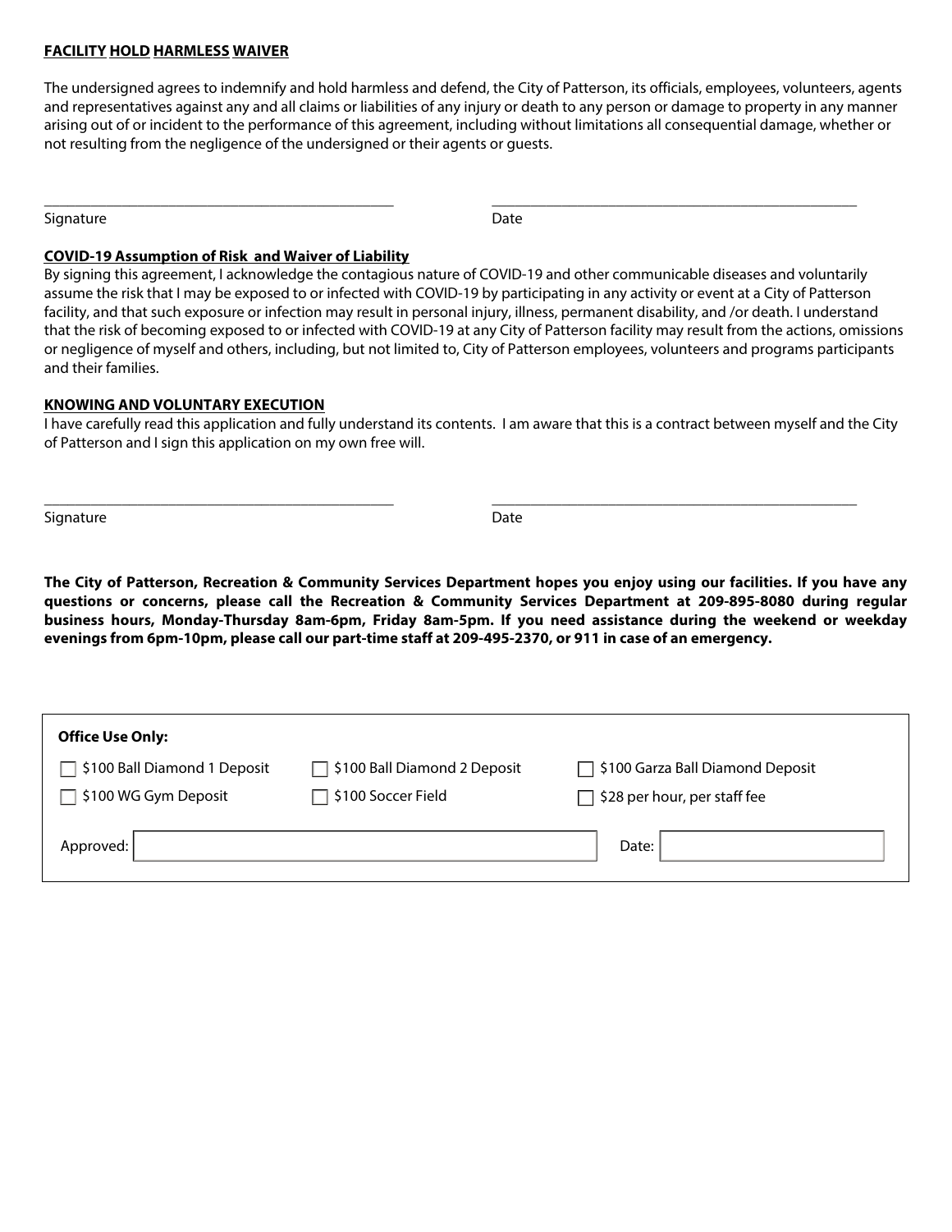**FACILITY HOLD HARMLESS WAIVER**

The undersigned agrees to indemnify and hold harmless and defend, the City of Patterson, its officials, employees, volunteers, agents and representatives against any and all claims or liabilities of any injury or death to any person or damage to property in any manner arising out of or incident to the performance of this agreement, including without limitations all consequential damage, whether or not resulting from the negligence of the undersigned or their agents or guests.

_______________________________________________ _______________________________________________

Signature Date

**COVID-19 Assumption of Risk and Waiver of Liability**

By signing this agreement, I acknowledge the contagious nature of COVID-19 and other communicable diseases and voluntarily assume the risk that I may be exposed to or infected with COVID-19 by participating in any activity or event at a City of Patterson facility, and that such exposure or infection may result in personal injury, illness, permanent disability, and /or death. I understand that the risk of becoming exposed to or infected with COVID-19 at any City of Patterson facility may result from the actions, omissions or negligence of myself and others, including, but not limited to, City of Patterson employees, volunteers and programs participants and their families.

**KNOWING AND VOLUNTARY EXECUTION**

I have carefully read this application and fully understand its contents. I am aware that this is a contract between myself and the City of Patterson and I sign this application on my own free will.

_______________________________________________ _______________________________________________

Signature Date

**The City of Patterson, Recreation & Community Services Department hopes you enjoy using our facilities. If you have any questions or concerns, please call the Recreation & Community Services Department at 209-895-8080 during regular business hours, Monday-Thursday 8am-6pm, Friday 8am-5pm. If you need assistance during the weekend or weekday evenings from 6pm-10pm, please call our part-time staff at 209-495-2370, or 911 in case of an emergency.**

**Office Use Only:**

- ☐ $100 Ball Diamond 1 Deposit
- ☐ $100 Ball Diamond 2 Deposit
- ☐ $100 Garza Ball Diamond Deposit
- ☐ $100 WG Gym Deposit
- ☐ $100 Soccer Field
- ☐ $28 per hour, per staff fee

Approved: ______________________ Date: ______________